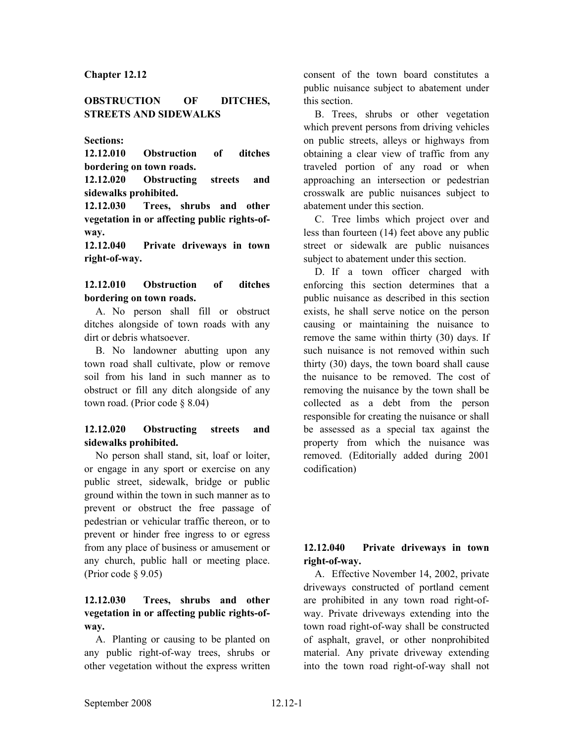## Chapter 12.12

## OBSTRUCTION OF DITCHES, STREETS AND SIDEWALKS

**Sections:**

**12.12.010 Obstruction of ditches bordering on town roads.**
**12.12.020 Obstructing streets and sidewalks prohibited.**
**12.12.030 Trees, shrubs and other vegetation in or affecting public rights-of-way.**
**12.12.040 Private driveways in town right-of-way.**

### 12.12.010 Obstruction of ditches bordering on town roads.

A. No person shall fill or obstruct ditches alongside of town roads with any dirt or debris whatsoever.

B. No landowner abutting upon any town road shall cultivate, plow or remove soil from his land in such manner as to obstruct or fill any ditch alongside of any town road. (Prior code § 8.04)

### 12.12.020 Obstructing streets and sidewalks prohibited.

No person shall stand, sit, loaf or loiter, or engage in any sport or exercise on any public street, sidewalk, bridge or public ground within the town in such manner as to prevent or obstruct the free passage of pedestrian or vehicular traffic thereon, or to prevent or hinder free ingress to or egress from any place of business or amusement or any church, public hall or meeting place. (Prior code § 9.05)

### 12.12.030 Trees, shrubs and other vegetation in or affecting public rights-of-way.

A. Planting or causing to be planted on any public right-of-way trees, shrubs or other vegetation without the express written consent of the town board constitutes a public nuisance subject to abatement under this section.

B. Trees, shrubs or other vegetation which prevent persons from driving vehicles on public streets, alleys or highways from obtaining a clear view of traffic from any traveled portion of any road or when approaching an intersection or pedestrian crosswalk are public nuisances subject to abatement under this section.

C. Tree limbs which project over and less than fourteen (14) feet above any public street or sidewalk are public nuisances subject to abatement under this section.

D. If a town officer charged with enforcing this section determines that a public nuisance as described in this section exists, he shall serve notice on the person causing or maintaining the nuisance to remove the same within thirty (30) days. If such nuisance is not removed within such thirty (30) days, the town board shall cause the nuisance to be removed. The cost of removing the nuisance by the town shall be collected as a debt from the person responsible for creating the nuisance or shall be assessed as a special tax against the property from which the nuisance was removed. (Editorially added during 2001 codification)

### 12.12.040 Private driveways in town right-of-way.

A. Effective November 14, 2002, private driveways constructed of portland cement are prohibited in any town road right-of-way. Private driveways extending into the town road right-of-way shall be constructed of asphalt, gravel, or other nonprohibited material. Any private driveway extending into the town road right-of-way shall not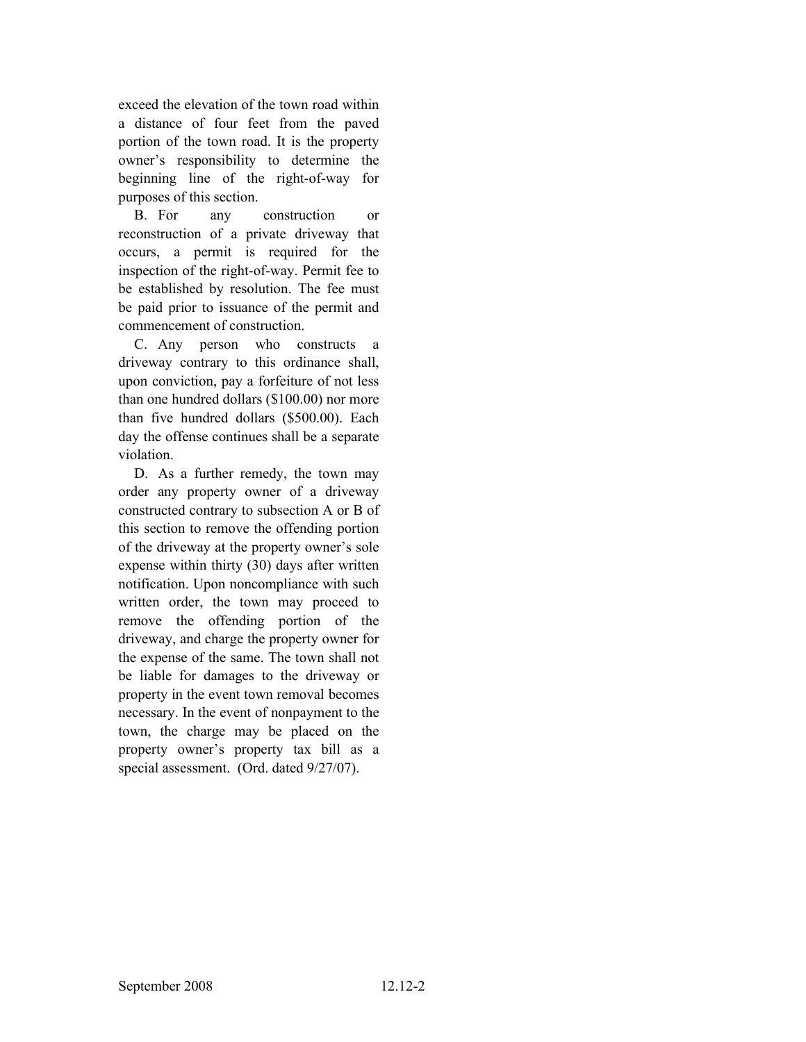exceed the elevation of the town road within a distance of four feet from the paved portion of the town road. It is the property owner's responsibility to determine the beginning line of the right-of-way for purposes of this section.

B. For any construction or reconstruction of a private driveway that occurs, a permit is required for the inspection of the right-of-way. Permit fee to be established by resolution. The fee must be paid prior to issuance of the permit and commencement of construction.

C. Any person who constructs a driveway contrary to this ordinance shall, upon conviction, pay a forfeiture of not less than one hundred dollars ($100.00) nor more than five hundred dollars ($500.00). Each day the offense continues shall be a separate violation.

D. As a further remedy, the town may order any property owner of a driveway constructed contrary to subsection A or B of this section to remove the offending portion of the driveway at the property owner's sole expense within thirty (30) days after written notification. Upon noncompliance with such written order, the town may proceed to remove the offending portion of the driveway, and charge the property owner for the expense of the same. The town shall not be liable for damages to the driveway or property in the event town removal becomes necessary. In the event of nonpayment to the town, the charge may be placed on the property owner's property tax bill as a special assessment. (Ord. dated 9/27/07).